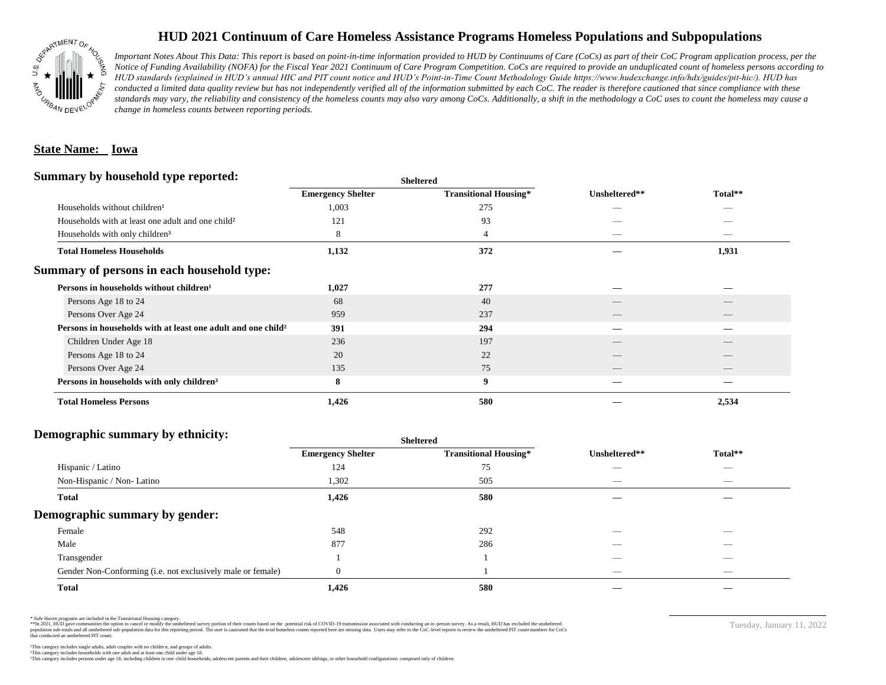# HUD 2021 Continuum of Care Homeless Assistance Programs Homeless Populations and Subpopulations

*Important Notes About This Data: This report is based on point-in-time information provided to HUD by Continuums of Care (CoCs) as part of their CoC Program application process, per the Notice of Funding Availability (NOFA) for the Fiscal Year 2021 Continuum of Care Program Competition. CoCs are required to produce an unduplicated count of homeless persons according to HUD standards (explained in HUD's annual HIC and PIT count notice and HUD's Point-in-Time Count Methodology Guide https://www.hudexchange.info/hdx/guides/pit-hic/). HUD has conducted a limited data quality review but has not independently verified all of the information submitted by each CoC. The reader is therefore cautioned that since compliance with these standards may vary, the reliability and consistency of the homeless counts may also vary among CoCs. Additionally, a shift in the methodology a CoC uses to count the homeless may cause a change in homeless counts between reporting periods.*

**State Name: Iowa**

## Summary by household type reported:

| | Sheltered | | | |
|---|---|---|---|---|
| | **Emergency Shelter** | **Transitional Housing*** | **Unsheltered**** | **Total**** |
| Households without children¹ | 1,003 | 275 | — | — |
| Households with at least one adult and one child² | 121 | 93 | — | — |
| Households with only children³ | 8 | 4 | — | — |
| **Total Homeless Households** | **1,132** | **372** | **—** | **1,931** |

## Summary of persons in each household type:

| | Emergency Shelter | Transitional Housing* | Unsheltered** | Total** |
|---|---|---|---|---|
| **Persons in households without children¹** | **1,027** | **277** | **—** | **—** |
| Persons Age 18 to 24 | 68 | 40 | — | — |
| Persons Over Age 24 | 959 | 237 | — | — |
| **Persons in households with at least one adult and one child²** | **391** | **294** | **—** | **—** |
| Children Under Age 18 | 236 | 197 | — | — |
| Persons Age 18 to 24 | 20 | 22 | — | — |
| Persons Over Age 24 | 135 | 75 | — | — |
| **Persons in households with only children³** | **8** | **9** | **—** | **—** |
| **Total Homeless Persons** | **1,426** | **580** | **—** | **2,534** |

## Demographic summary by ethnicity:

| | Sheltered | | | |
|---|---|---|---|---|
| | **Emergency Shelter** | **Transitional Housing*** | **Unsheltered**** | **Total**** |
| Hispanic / Latino | 124 | 75 | — | — |
| Non-Hispanic / Non- Latino | 1,302 | 505 | — | — |
| **Total** | **1,426** | **580** | **—** | **—** |

## Demographic summary by gender:

| | Emergency Shelter | Transitional Housing* | Unsheltered** | Total** |
|---|---|---|---|---|
| Female | 548 | 292 | — | — |
| Male | 877 | 286 | — | — |
| Transgender | 1 | 1 | — | — |
| Gender Non-Conforming (i.e. not exclusively male or female) | 0 | 1 | — | — |
| **Total** | **1,426** | **580** | **—** | **—** |

\* Safe Haven programs are included in the Transitional Housing category.
**In 2021, HUD gave communities the option to cancel or modify the unsheltered survey portion of their counts based on the potential risk of COVID-19 transmission associated with conducting an in-person survey. As a result, HUD has excluded the unsheltered population sub-totals and all unsheltered sub-population data for this reporting period. The user is cautioned that the total homeless counts reported here are missing data. Users may refer to the CoC-level reports to review the unsheltered PIT count numbers for CoCs that conducted an unsheltered PIT count.

¹This category includes single adults, adult couples with no children, and groups of adults.
²This category includes households with one adult and at least one child under age 18.
³This category includes persons under age 18, including children in one-child households, adolescent parents and their children, adolescent siblings, or other household configurations composed only of children.

Tuesday, January 11, 2022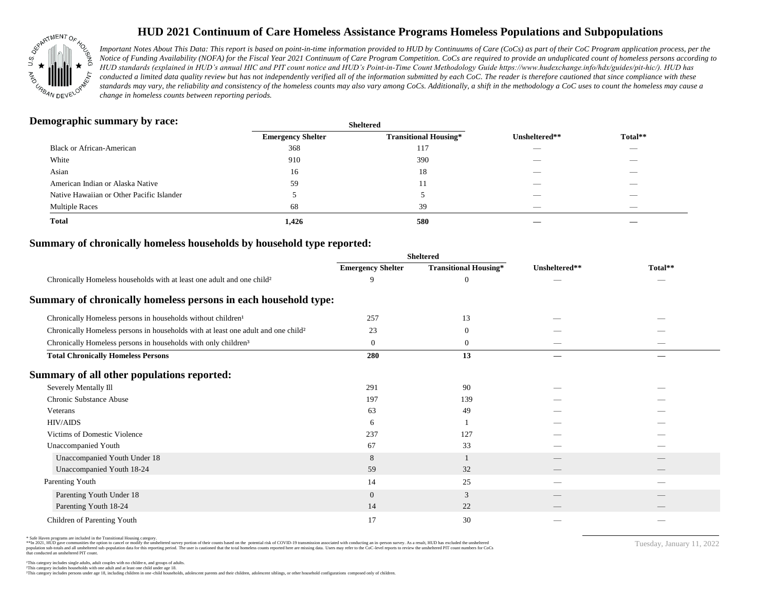# HUD 2021 Continuum of Care Homeless Assistance Programs Homeless Populations and Subpopulations

*Important Notes About This Data: This report is based on point-in-time information provided to HUD by Continuums of Care (CoCs) as part of their CoC Program application process, per the Notice of Funding Availability (NOFA) for the Fiscal Year 2021 Continuum of Care Program Competition. CoCs are required to provide an unduplicated count of homeless persons according to HUD standards (explained in HUD's annual HIC and PIT count notice and HUD's Point-in-Time Count Methodology Guide https://www.hudexchange.info/hdx/guides/pit-hic/). HUD has conducted a limited data quality review but has not independently verified all of the information submitted by each CoC. The reader is therefore cautioned that since compliance with these standards may vary, the reliability and consistency of the homeless counts may also vary among CoCs. Additionally, a shift in the methodology a CoC uses to count the homeless may cause a change in homeless counts between reporting periods.*

## Demographic summary by race:

| | Sheltered | | | |
|---|---|---|---|---|
| | Emergency Shelter | Transitional Housing* | Unsheltered** | Total** |
| Black or African-American | 368 | 117 | — | — |
| White | 910 | 390 | — | — |
| Asian | 16 | 18 | — | — |
| American Indian or Alaska Native | 59 | 11 | — | — |
| Native Hawaiian or Other Pacific Islander | 5 | 5 | — | — |
| Multiple Races | 68 | 39 | — | — |
| **Total** | **1,426** | **580** | **—** | **—** |

## Summary of chronically homeless households by household type reported:

| | Sheltered | | | |
|---|---|---|---|---|
| | Emergency Shelter | Transitional Housing* | Unsheltered** | Total** |
| Chronically Homeless households with at least one adult and one child² | 9 | 0 | — | — |

## Summary of chronically homeless persons in each household type:

| | Emergency Shelter | Transitional Housing* | Unsheltered** | Total** |
|---|---|---|---|---|
| Chronically Homeless persons in households without children¹ | 257 | 13 | — | — |
| Chronically Homeless persons in households with at least one adult and one child² | 23 | 0 | — | — |
| Chronically Homeless persons in households with only children³ | 0 | 0 | — | — |
| **Total Chronically Homeless Persons** | **280** | **13** | **—** | **—** |

## Summary of all other populations reported:

| | Emergency Shelter | Transitional Housing* | Unsheltered** | Total** |
|---|---|---|---|---|
| Severely Mentally Ill | 291 | 90 | — | — |
| Chronic Substance Abuse | 197 | 139 | — | — |
| Veterans | 63 | 49 | — | — |
| HIV/AIDS | 6 | 1 | — | — |
| Victims of Domestic Violence | 237 | 127 | — | — |
| Unaccompanied Youth | 67 | 33 | — | — |
| Unaccompanied Youth Under 18 | 8 | 1 | — | — |
| Unaccompanied Youth 18-24 | 59 | 32 | — | — |
| Parenting Youth | 14 | 25 | — | — |
| Parenting Youth Under 18 | 0 | 3 | — | — |
| Parenting Youth 18-24 | 14 | 22 | — | — |
| Children of Parenting Youth | 17 | 30 | — | — |

\* Safe Haven programs are included in the Transitional Housing category.
\*\*In 2021, HUD gave communities the option to cancel or modify the unsheltered survey portion of their counts based on the potential risk of COVID-19 transmission associated with conducting an in-person survey. As a result, HUD has excluded the unsheltered population sub-totals and all unsheltered sub-population data for this reporting period. The user is cautioned that the total homeless counts reported here are missing data. Users may refer to the CoC-level reports to review the unsheltered PIT count numbers for CoCs that conducted an unsheltered PIT count.

¹This category includes single adults, adult couples with no children, and groups of adults.
²This category includes households with one adult and at least one child under age 18.
³This category includes persons under age 18, including children in one-child households, adolescent parents and their children, adolescent siblings, or other household configurations composed only of children.

Tuesday, January 11, 2022